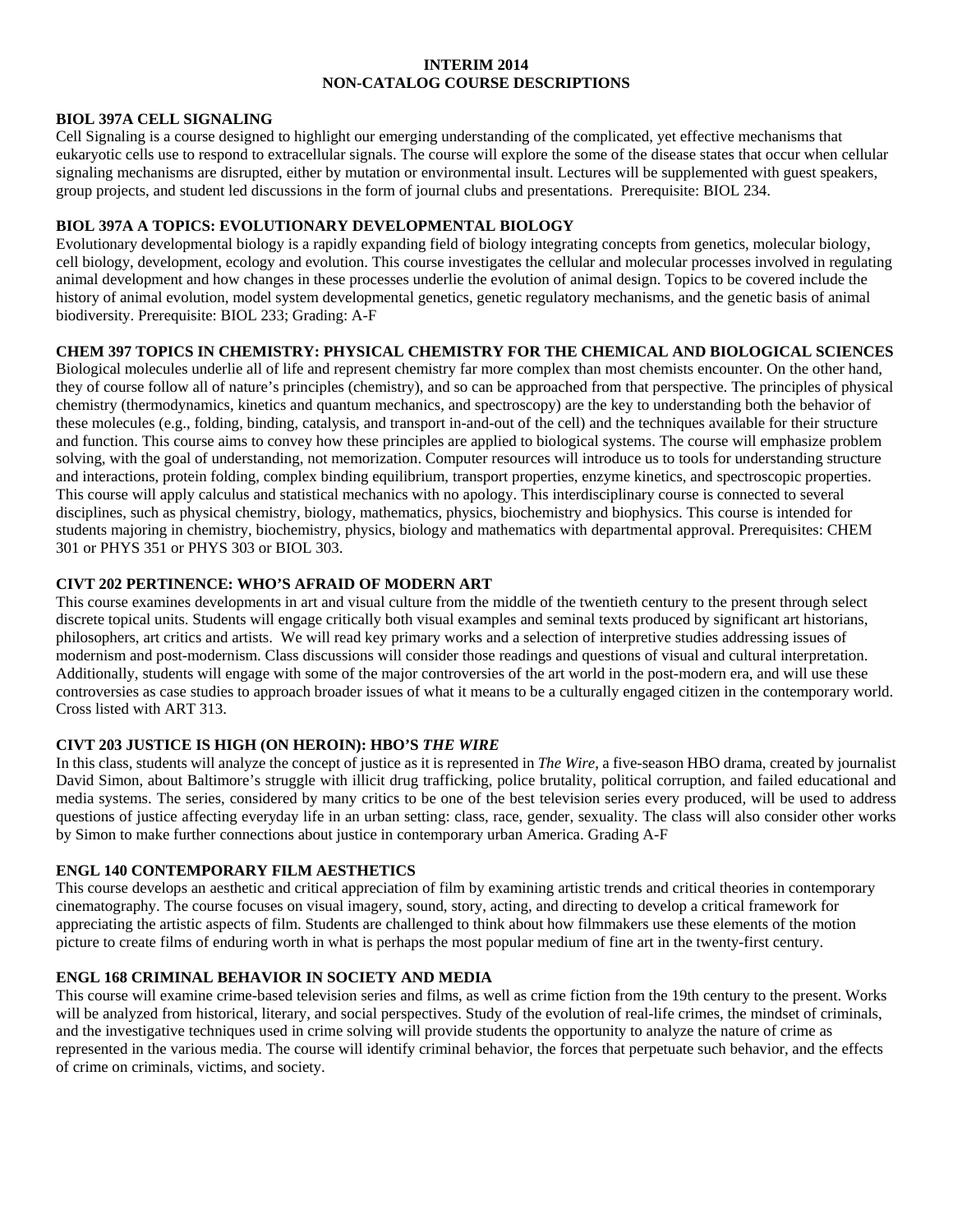# INTERIM 2014
# NON-CATALOG COURSE DESCRIPTIONS

**BIOL 397A CELL SIGNALING**

Cell Signaling is a course designed to highlight our emerging understanding of the complicated, yet effective mechanisms that eukaryotic cells use to respond to extracellular signals. The course will explore the some of the disease states that occur when cellular signaling mechanisms are disrupted, either by mutation or environmental insult. Lectures will be supplemented with guest speakers, group projects, and student led discussions in the form of journal clubs and presentations. Prerequisite: BIOL 234.

**BIOL 397A A TOPICS: EVOLUTIONARY DEVELOPMENTAL BIOLOGY**

Evolutionary developmental biology is a rapidly expanding field of biology integrating concepts from genetics, molecular biology, cell biology, development, ecology and evolution. This course investigates the cellular and molecular processes involved in regulating animal development and how changes in these processes underlie the evolution of animal design. Topics to be covered include the history of animal evolution, model system developmental genetics, genetic regulatory mechanisms, and the genetic basis of animal biodiversity. Prerequisite: BIOL 233; Grading: A-F

**CHEM 397 TOPICS IN CHEMISTRY: PHYSICAL CHEMISTRY FOR THE CHEMICAL AND BIOLOGICAL SCIENCES**

Biological molecules underlie all of life and represent chemistry far more complex than most chemists encounter. On the other hand, they of course follow all of nature's principles (chemistry), and so can be approached from that perspective. The principles of physical chemistry (thermodynamics, kinetics and quantum mechanics, and spectroscopy) are the key to understanding both the behavior of these molecules (e.g., folding, binding, catalysis, and transport in-and-out of the cell) and the techniques available for their structure and function. This course aims to convey how these principles are applied to biological systems. The course will emphasize problem solving, with the goal of understanding, not memorization. Computer resources will introduce us to tools for understanding structure and interactions, protein folding, complex binding equilibrium, transport properties, enzyme kinetics, and spectroscopic properties. This course will apply calculus and statistical mechanics with no apology. This interdisciplinary course is connected to several disciplines, such as physical chemistry, biology, mathematics, physics, biochemistry and biophysics. This course is intended for students majoring in chemistry, biochemistry, physics, biology and mathematics with departmental approval. Prerequisites: CHEM 301 or PHYS 351 or PHYS 303 or BIOL 303.

**CIVT 202 PERTINENCE: WHO'S AFRAID OF MODERN ART**

This course examines developments in art and visual culture from the middle of the twentieth century to the present through select discrete topical units. Students will engage critically both visual examples and seminal texts produced by significant art historians, philosophers, art critics and artists. We will read key primary works and a selection of interpretive studies addressing issues of modernism and post-modernism. Class discussions will consider those readings and questions of visual and cultural interpretation. Additionally, students will engage with some of the major controversies of the art world in the post-modern era, and will use these controversies as case studies to approach broader issues of what it means to be a culturally engaged citizen in the contemporary world. Cross listed with ART 313.

**CIVT 203 JUSTICE IS HIGH (ON HEROIN): HBO'S *THE WIRE***

In this class, students will analyze the concept of justice as it is represented in *The Wire*, a five-season HBO drama, created by journalist David Simon, about Baltimore's struggle with illicit drug trafficking, police brutality, political corruption, and failed educational and media systems. The series, considered by many critics to be one of the best television series every produced, will be used to address questions of justice affecting everyday life in an urban setting: class, race, gender, sexuality. The class will also consider other works by Simon to make further connections about justice in contemporary urban America. Grading A-F

**ENGL 140 CONTEMPORARY FILM AESTHETICS**

This course develops an aesthetic and critical appreciation of film by examining artistic trends and critical theories in contemporary cinematography. The course focuses on visual imagery, sound, story, acting, and directing to develop a critical framework for appreciating the artistic aspects of film. Students are challenged to think about how filmmakers use these elements of the motion picture to create films of enduring worth in what is perhaps the most popular medium of fine art in the twenty-first century.

**ENGL 168 CRIMINAL BEHAVIOR IN SOCIETY AND MEDIA**

This course will examine crime-based television series and films, as well as crime fiction from the 19th century to the present. Works will be analyzed from historical, literary, and social perspectives. Study of the evolution of real-life crimes, the mindset of criminals, and the investigative techniques used in crime solving will provide students the opportunity to analyze the nature of crime as represented in the various media. The course will identify criminal behavior, the forces that perpetuate such behavior, and the effects of crime on criminals, victims, and society.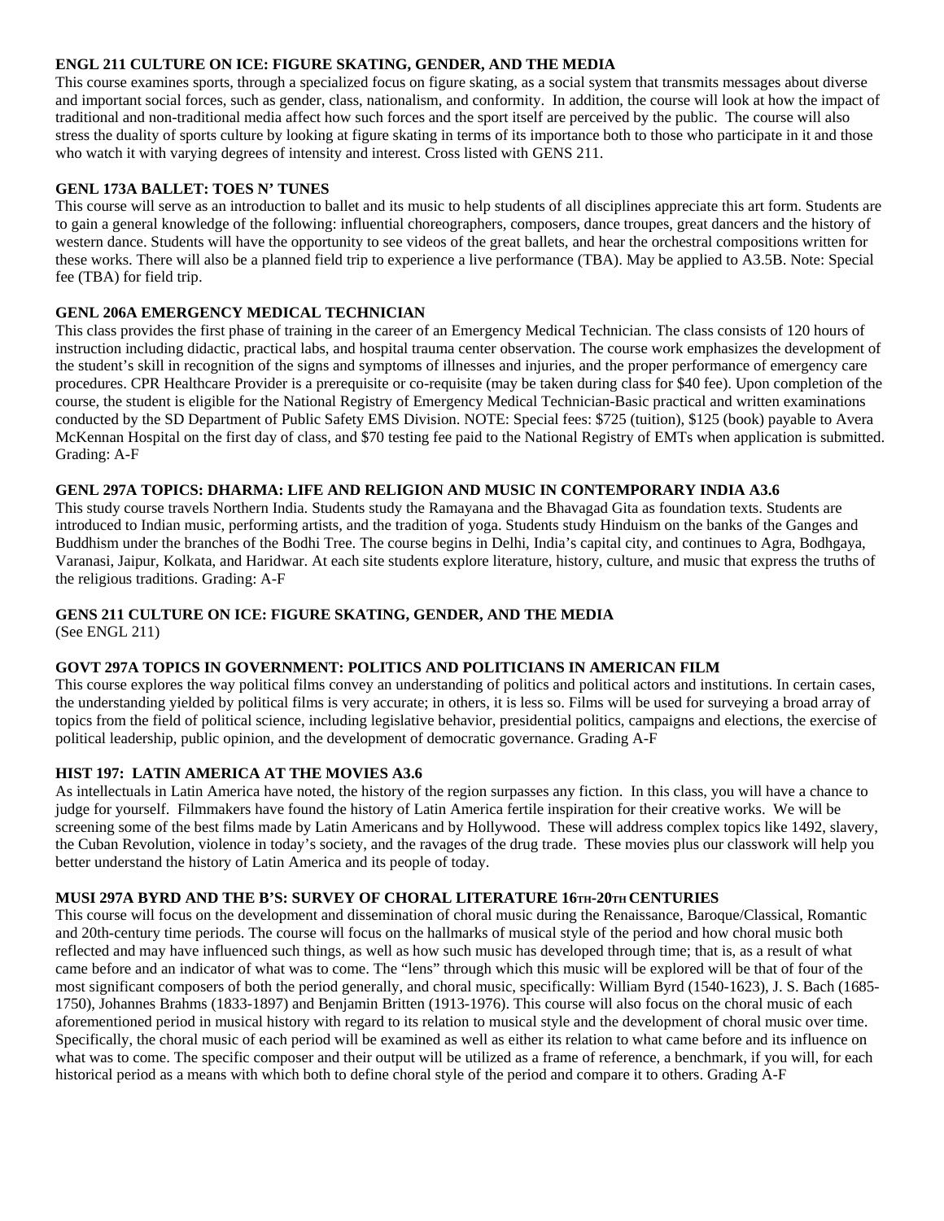**ENGL 211 CULTURE ON ICE: FIGURE SKATING, GENDER, AND THE MEDIA**

This course examines sports, through a specialized focus on figure skating, as a social system that transmits messages about diverse and important social forces, such as gender, class, nationalism, and conformity. In addition, the course will look at how the impact of traditional and non-traditional media affect how such forces and the sport itself are perceived by the public. The course will also stress the duality of sports culture by looking at figure skating in terms of its importance both to those who participate in it and those who watch it with varying degrees of intensity and interest. Cross listed with GENS 211.

**GENL 173A BALLET: TOES N' TUNES**

This course will serve as an introduction to ballet and its music to help students of all disciplines appreciate this art form. Students are to gain a general knowledge of the following: influential choreographers, composers, dance troupes, great dancers and the history of western dance. Students will have the opportunity to see videos of the great ballets, and hear the orchestral compositions written for these works. There will also be a planned field trip to experience a live performance (TBA). May be applied to A3.5B. Note: Special fee (TBA) for field trip.

**GENL 206A EMERGENCY MEDICAL TECHNICIAN**

This class provides the first phase of training in the career of an Emergency Medical Technician. The class consists of 120 hours of instruction including didactic, practical labs, and hospital trauma center observation. The course work emphasizes the development of the student's skill in recognition of the signs and symptoms of illnesses and injuries, and the proper performance of emergency care procedures. CPR Healthcare Provider is a prerequisite or co-requisite (may be taken during class for $40 fee). Upon completion of the course, the student is eligible for the National Registry of Emergency Medical Technician-Basic practical and written examinations conducted by the SD Department of Public Safety EMS Division. NOTE: Special fees: $725 (tuition), $125 (book) payable to Avera McKennan Hospital on the first day of class, and $70 testing fee paid to the National Registry of EMTs when application is submitted. Grading: A-F

**GENL 297A TOPICS: DHARMA: LIFE AND RELIGION AND MUSIC IN CONTEMPORARY INDIA A3.6**

This study course travels Northern India. Students study the Ramayana and the Bhavagad Gita as foundation texts. Students are introduced to Indian music, performing artists, and the tradition of yoga. Students study Hinduism on the banks of the Ganges and Buddhism under the branches of the Bodhi Tree. The course begins in Delhi, India's capital city, and continues to Agra, Bodhgaya, Varanasi, Jaipur, Kolkata, and Haridwar. At each site students explore literature, history, culture, and music that express the truths of the religious traditions. Grading: A-F

**GENS 211 CULTURE ON ICE: FIGURE SKATING, GENDER, AND THE MEDIA**

(See ENGL 211)

**GOVT 297A TOPICS IN GOVERNMENT: POLITICS AND POLITICIANS IN AMERICAN FILM**

This course explores the way political films convey an understanding of politics and political actors and institutions. In certain cases, the understanding yielded by political films is very accurate; in others, it is less so. Films will be used for surveying a broad array of topics from the field of political science, including legislative behavior, presidential politics, campaigns and elections, the exercise of political leadership, public opinion, and the development of democratic governance. Grading A-F

**HIST 197: LATIN AMERICA AT THE MOVIES A3.6**

As intellectuals in Latin America have noted, the history of the region surpasses any fiction. In this class, you will have a chance to judge for yourself. Filmmakers have found the history of Latin America fertile inspiration for their creative works. We will be screening some of the best films made by Latin Americans and by Hollywood. These will address complex topics like 1492, slavery, the Cuban Revolution, violence in today's society, and the ravages of the drug trade. These movies plus our classwork will help you better understand the history of Latin America and its people of today.

**MUSI 297A BYRD AND THE B'S: SURVEY OF CHORAL LITERATURE 16TH-20TH CENTURIES**

This course will focus on the development and dissemination of choral music during the Renaissance, Baroque/Classical, Romantic and 20th-century time periods. The course will focus on the hallmarks of musical style of the period and how choral music both reflected and may have influenced such things, as well as how such music has developed through time; that is, as a result of what came before and an indicator of what was to come. The "lens" through which this music will be explored will be that of four of the most significant composers of both the period generally, and choral music, specifically: William Byrd (1540-1623), J. S. Bach (1685-1750), Johannes Brahms (1833-1897) and Benjamin Britten (1913-1976). This course will also focus on the choral music of each aforementioned period in musical history with regard to its relation to musical style and the development of choral music over time. Specifically, the choral music of each period will be examined as well as either its relation to what came before and its influence on what was to come. The specific composer and their output will be utilized as a frame of reference, a benchmark, if you will, for each historical period as a means with which both to define choral style of the period and compare it to others. Grading A-F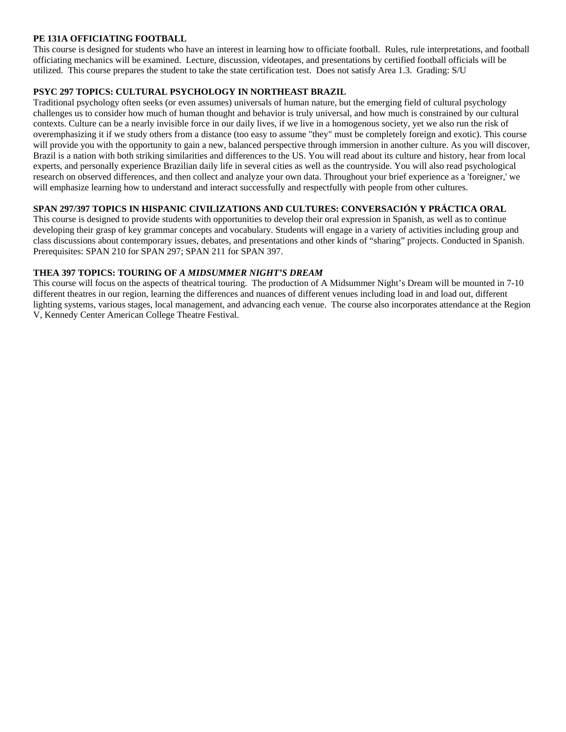**PE 131A OFFICIATING FOOTBALL**

This course is designed for students who have an interest in learning how to officiate football. Rules, rule interpretations, and football officiating mechanics will be examined. Lecture, discussion, videotapes, and presentations by certified football officials will be utilized. This course prepares the student to take the state certification test. Does not satisfy Area 1.3. Grading: S/U

**PSYC 297 TOPICS: CULTURAL PSYCHOLOGY IN NORTHEAST BRAZIL**

Traditional psychology often seeks (or even assumes) universals of human nature, but the emerging field of cultural psychology challenges us to consider how much of human thought and behavior is truly universal, and how much is constrained by our cultural contexts. Culture can be a nearly invisible force in our daily lives, if we live in a homogenous society, yet we also run the risk of overemphasizing it if we study others from a distance (too easy to assume "they" must be completely foreign and exotic). This course will provide you with the opportunity to gain a new, balanced perspective through immersion in another culture. As you will discover, Brazil is a nation with both striking similarities and differences to the US. You will read about its culture and history, hear from local experts, and personally experience Brazilian daily life in several cities as well as the countryside. You will also read psychological research on observed differences, and then collect and analyze your own data. Throughout your brief experience as a 'foreigner,' we will emphasize learning how to understand and interact successfully and respectfully with people from other cultures.

**SPAN 297/397 TOPICS IN HISPANIC CIVILIZATIONS AND CULTURES: CONVERSACIÓN Y PRÁCTICA ORAL**

This course is designed to provide students with opportunities to develop their oral expression in Spanish, as well as to continue developing their grasp of key grammar concepts and vocabulary. Students will engage in a variety of activities including group and class discussions about contemporary issues, debates, and presentations and other kinds of "sharing" projects. Conducted in Spanish. Prerequisites: SPAN 210 for SPAN 297; SPAN 211 for SPAN 397.

**THEA 397 TOPICS: TOURING OF *A MIDSUMMER NIGHT'S DREAM***

This course will focus on the aspects of theatrical touring. The production of A Midsummer Night's Dream will be mounted in 7-10 different theatres in our region, learning the differences and nuances of different venues including load in and load out, different lighting systems, various stages, local management, and advancing each venue. The course also incorporates attendance at the Region V, Kennedy Center American College Theatre Festival.